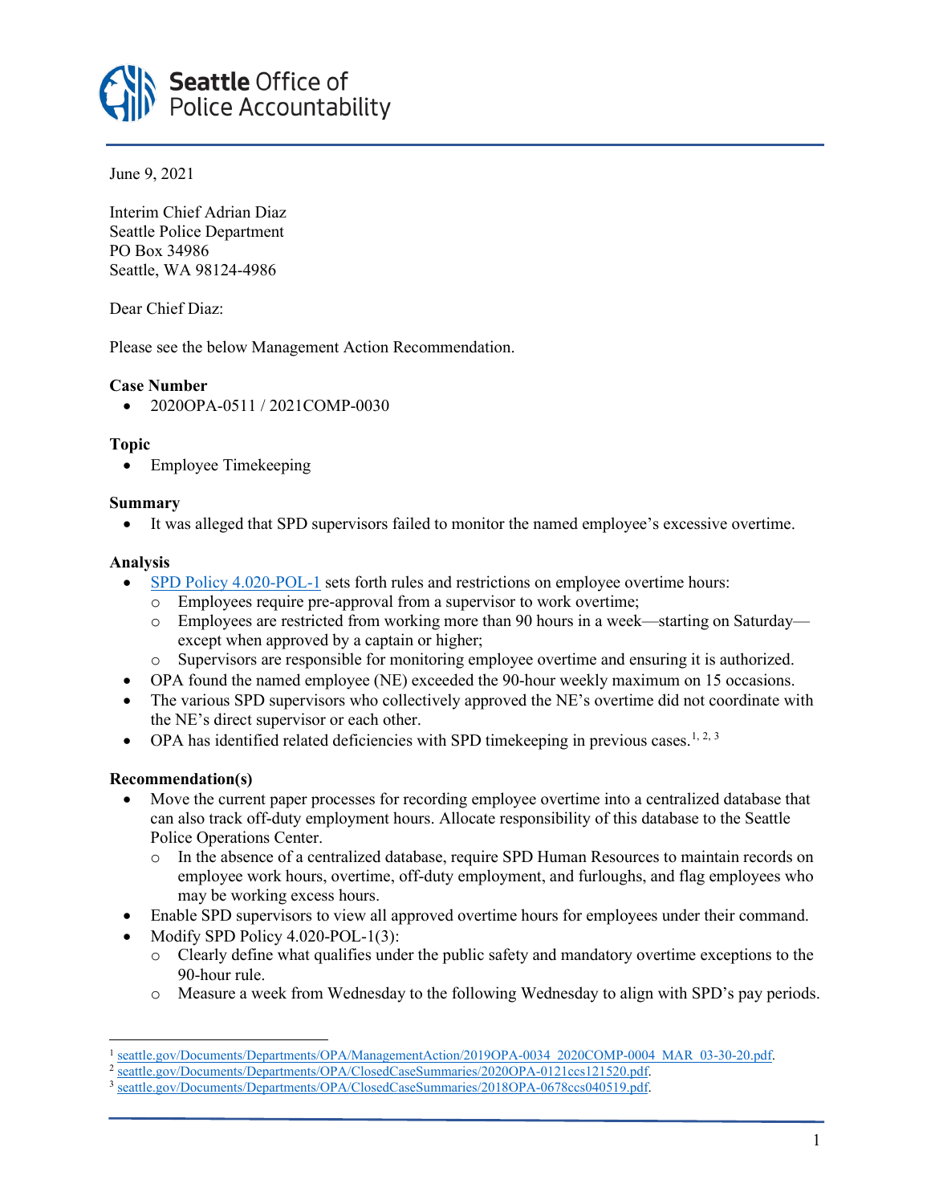# Seattle Office of Police Accountability

June 9, 2021

Interim Chief Adrian Diaz
Seattle Police Department
PO Box 34986
Seattle, WA 98124-4986

Dear Chief Diaz:

Please see the below Management Action Recommendation.

**Case Number**

- 2020OPA-0511 / 2021COMP-0030

**Topic**

- Employee Timekeeping

**Summary**

- It was alleged that SPD supervisors failed to monitor the named employee's excessive overtime.

**Analysis**

- SPD Policy 4.020-POL-1 sets forth rules and restrictions on employee overtime hours:
  - Employees require pre-approval from a supervisor to work overtime;
  - Employees are restricted from working more than 90 hours in a week—starting on Saturday—except when approved by a captain or higher;
  - Supervisors are responsible for monitoring employee overtime and ensuring it is authorized.
- OPA found the named employee (NE) exceeded the 90-hour weekly maximum on 15 occasions.
- The various SPD supervisors who collectively approved the NE's overtime did not coordinate with the NE's direct supervisor or each other.
- OPA has identified related deficiencies with SPD timekeeping in previous cases.[1, 2, 3]

**Recommendation(s)**

- Move the current paper processes for recording employee overtime into a centralized database that can also track off-duty employment hours. Allocate responsibility of this database to the Seattle Police Operations Center.
  - In the absence of a centralized database, require SPD Human Resources to maintain records on employee work hours, overtime, off-duty employment, and furloughs, and flag employees who may be working excess hours.
- Enable SPD supervisors to view all approved overtime hours for employees under their command.
- Modify SPD Policy 4.020-POL-1(3):
  - Clearly define what qualifies under the public safety and mandatory overtime exceptions to the 90-hour rule.
  - Measure a week from Wednesday to the following Wednesday to align with SPD's pay periods.

---

[1] seattle.gov/Documents/Departments/OPA/ManagementAction/2019OPA-0034_2020COMP-0004_MAR_03-30-20.pdf.
[2] seattle.gov/Documents/Departments/OPA/ClosedCaseSummaries/2020OPA-0121ccs121520.pdf.
[3] seattle.gov/Documents/Departments/OPA/ClosedCaseSummaries/2018OPA-0678ccs040519.pdf.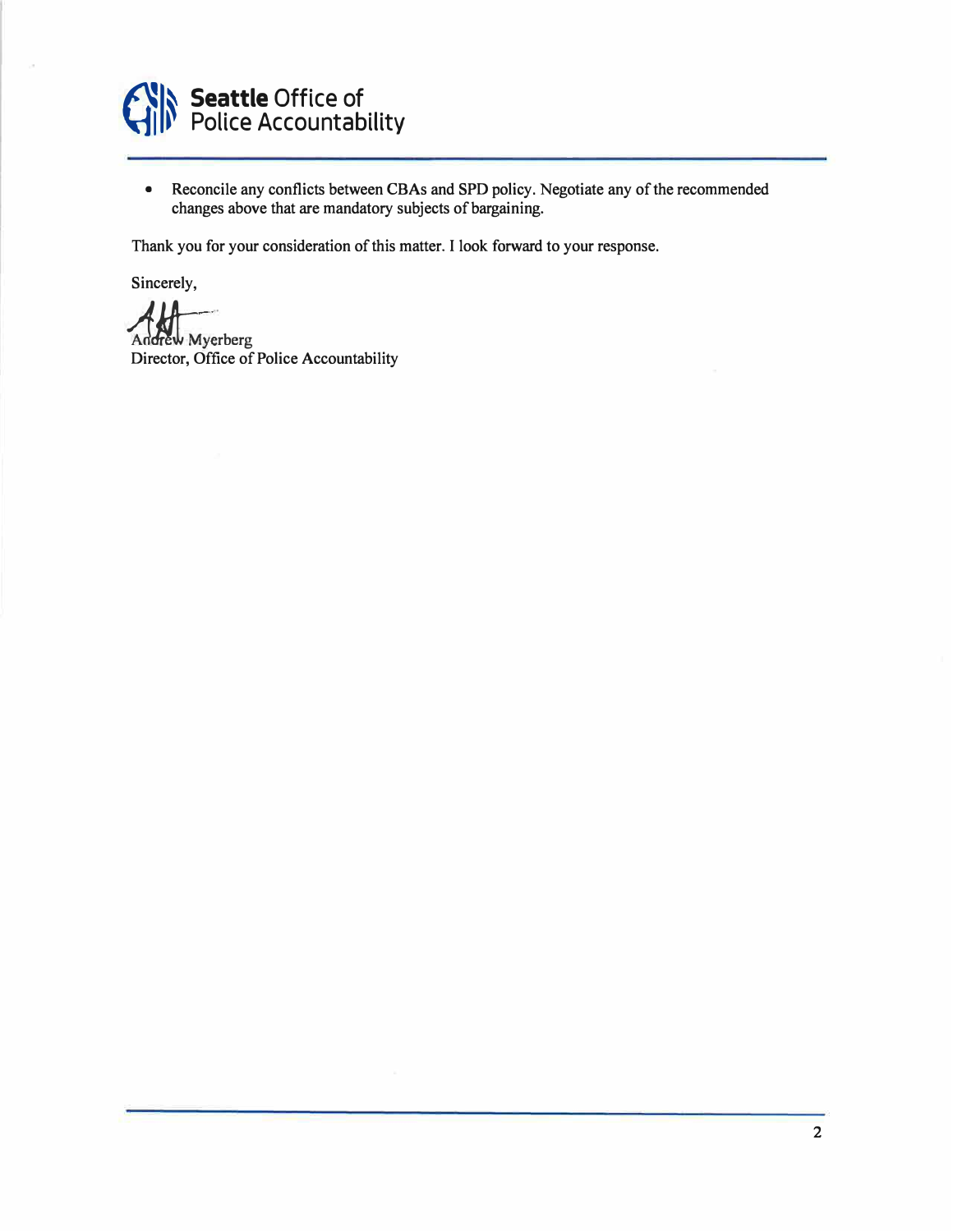- Reconcile any conflicts between CBAs and SPD policy. Negotiate any of the recommended changes above that are mandatory subjects of bargaining.

Thank you for your consideration of this matter. I look forward to your response.

Sincerely,

Andrew Myerberg
Director, Office of Police Accountability